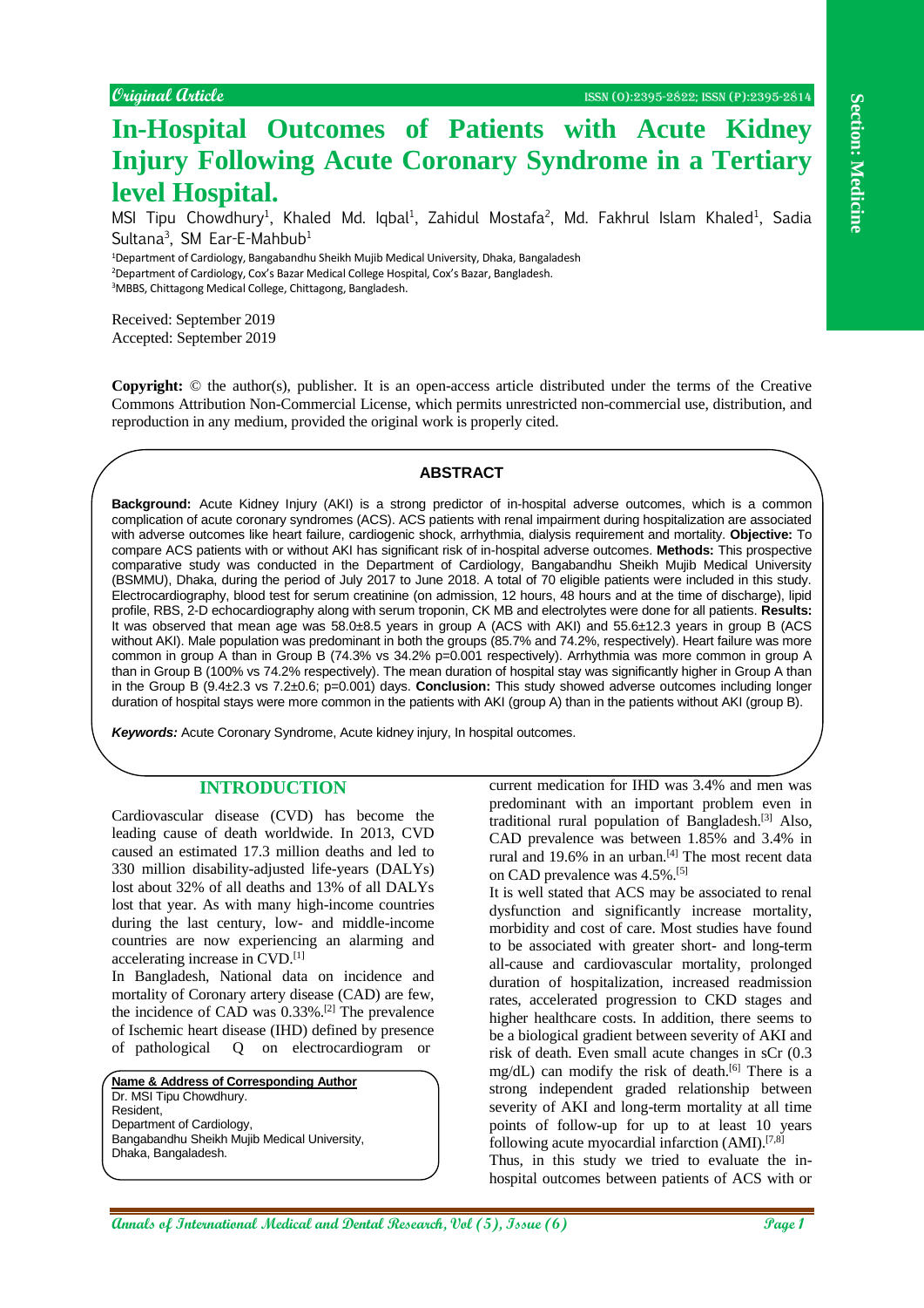Original Article

ISSN (O):2395-2822; ISSN (P):2395-2814

Section: Medicine

# In-Hospital Outcomes of Patients with Acute Kidney Injury Following Acute Coronary Syndrome in a Tertiary level Hospital.

MSI Tipu Chowdhury[1], Khaled Md. Iqbal[1], Zahidul Mostafa[2], Md. Fakhrul Islam Khaled[1], Sadia Sultana[3], SM Ear-E-Mahbub[1]

[1]Department of Cardiology, Bangabandhu Sheikh Mujib Medical University, Dhaka, Bangaladesh
[2]Department of Cardiology, Cox's Bazar Medical College Hospital, Cox's Bazar, Bangladesh.
[3]MBBS, Chittagong Medical College, Chittagong, Bangladesh.

Received: September 2019
Accepted: September 2019

**Copyright:** © the author(s), publisher. It is an open-access article distributed under the terms of the Creative Commons Attribution Non-Commercial License, which permits unrestricted non-commercial use, distribution, and reproduction in any medium, provided the original work is properly cited.

## ABSTRACT

**Background:** Acute Kidney Injury (AKI) is a strong predictor of in-hospital adverse outcomes, which is a common complication of acute coronary syndromes (ACS). ACS patients with renal impairment during hospitalization are associated with adverse outcomes like heart failure, cardiogenic shock, arrhythmia, dialysis requirement and mortality. **Objective:** To compare ACS patients with or without AKI has significant risk of in-hospital adverse outcomes. **Methods:** This prospective comparative study was conducted in the Department of Cardiology, Bangabandhu Sheikh Mujib Medical University (BSMMU), Dhaka, during the period of July 2017 to June 2018. A total of 70 eligible patients were included in this study. Electrocardiography, blood test for serum creatinine (on admission, 12 hours, 48 hours and at the time of discharge), lipid profile, RBS, 2-D echocardiography along with serum troponin, CK MB and electrolytes were done for all patients. **Results:** It was observed that mean age was 58.0±8.5 years in group A (ACS with AKI) and 55.6±12.3 years in group B (ACS without AKI). Male population was predominant in both the groups (85.7% and 74.2%, respectively). Heart failure was more common in group A than in Group B (74.3% vs 34.2% p=0.001 respectively). Arrhythmia was more common in group A than in Group B (100% vs 74.2% respectively). The mean duration of hospital stay was significantly higher in Group A than in the Group B (9.4±2.3 vs 7.2±0.6; p=0.001) days. **Conclusion:** This study showed adverse outcomes including longer duration of hospital stays were more common in the patients with AKI (group A) than in the patients without AKI (group B).

***Keywords:*** Acute Coronary Syndrome, Acute kidney injury, In hospital outcomes.

## INTRODUCTION

Cardiovascular disease (CVD) has become the leading cause of death worldwide. In 2013, CVD caused an estimated 17.3 million deaths and led to 330 million disability-adjusted life-years (DALYs) lost about 32% of all deaths and 13% of all DALYs lost that year. As with many high-income countries during the last century, low- and middle-income countries are now experiencing an alarming and accelerating increase in CVD.[1]

In Bangladesh, National data on incidence and mortality of Coronary artery disease (CAD) are few, the incidence of CAD was 0.33%.[2] The prevalence of Ischemic heart disease (IHD) defined by presence of pathological Q on electrocardiogram or current medication for IHD was 3.4% and men was predominant with an important problem even in traditional rural population of Bangladesh.[3] Also, CAD prevalence was between 1.85% and 3.4% in rural and 19.6% in an urban.[4] The most recent data on CAD prevalence was 4.5%.[5]

It is well stated that ACS may be associated to renal dysfunction and significantly increase mortality, morbidity and cost of care. Most studies have found to be associated with greater short- and long-term all-cause and cardiovascular mortality, prolonged duration of hospitalization, increased readmission rates, accelerated progression to CKD stages and higher healthcare costs. In addition, there seems to be a biological gradient between severity of AKI and risk of death. Even small acute changes in sCr (0.3 mg/dL) can modify the risk of death.[6] There is a strong independent graded relationship between severity of AKI and long-term mortality at all time points of follow-up for up to at least 10 years following acute myocardial infarction (AMI).[7,8]

Thus, in this study we tried to evaluate the in-hospital outcomes between patients of ACS with or

**Name & Address of Corresponding Author**
Dr. MSI Tipu Chowdhury.
Resident,
Department of Cardiology,
Bangabandhu Sheikh Mujib Medical University,
Dhaka, Bangaladesh.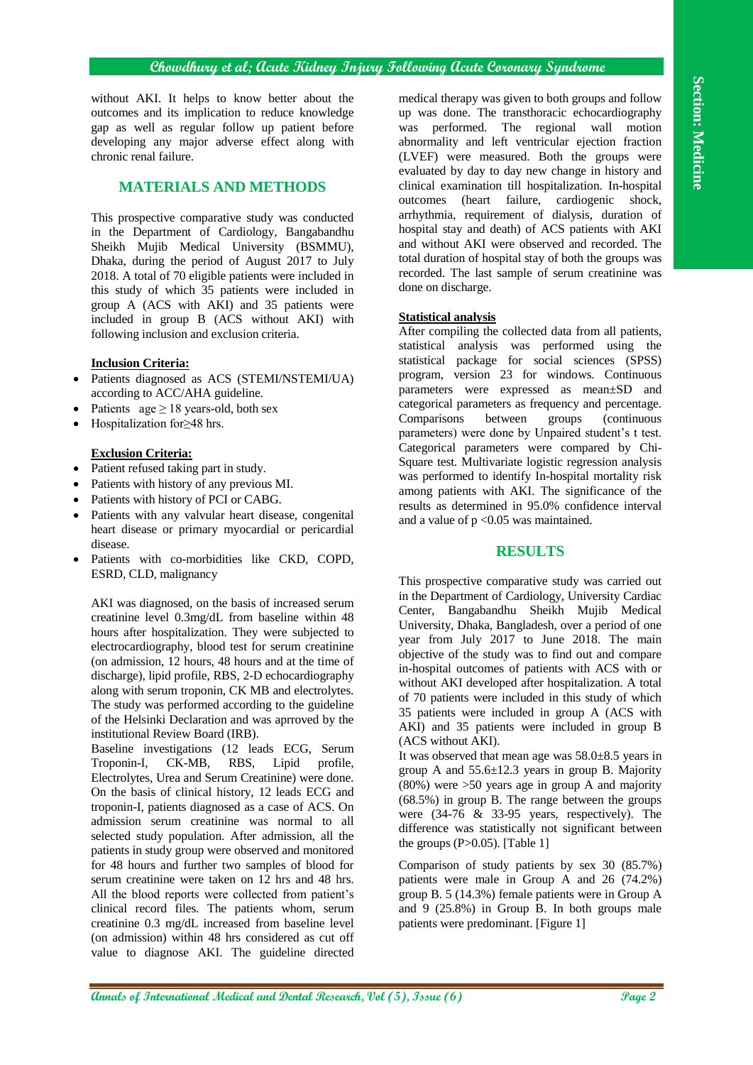without AKI. It helps to know better about the outcomes and its implication to reduce knowledge gap as well as regular follow up patient before developing any major adverse effect along with chronic renal failure.

## MATERIALS AND METHODS

This prospective comparative study was conducted in the Department of Cardiology, Bangabandhu Sheikh Mujib Medical University (BSMMU), Dhaka, during the period of August 2017 to July 2018. A total of 70 eligible patients were included in this study of which 35 patients were included in group A (ACS with AKI) and 35 patients were included in group B (ACS without AKI) with following inclusion and exclusion criteria.

**Inclusion Criteria:**

- Patients diagnosed as ACS (STEMI/NSTEMI/UA) according to ACC/AHA guideline.
- Patients age $\geq$ 18 years-old, both sex
- Hospitalization for$\geq$48 hrs.

**Exclusion Criteria:**

- Patient refused taking part in study.
- Patients with history of any previous MI.
- Patients with history of PCI or CABG.
- Patients with any valvular heart disease, congenital heart disease or primary myocardial or pericardial disease.
- Patients with co-morbidities like CKD, COPD, ESRD, CLD, malignancy

AKI was diagnosed, on the basis of increased serum creatinine level 0.3mg/dL from baseline within 48 hours after hospitalization. They were subjected to electrocardiography, blood test for serum creatinine (on admission, 12 hours, 48 hours and at the time of discharge), lipid profile, RBS, 2-D echocardiography along with serum troponin, CK MB and electrolytes. The study was performed according to the guideline of the Helsinki Declaration and was aprroved by the institutional Review Board (IRB).

Baseline investigations (12 leads ECG, Serum Troponin-I, CK-MB, RBS, Lipid profile, Electrolytes, Urea and Serum Creatinine) were done. On the basis of clinical history, 12 leads ECG and troponin-I, patients diagnosed as a case of ACS. On admission serum creatinine was normal to all selected study population. After admission, all the patients in study group were observed and monitored for 48 hours and further two samples of blood for serum creatinine were taken on 12 hrs and 48 hrs. All the blood reports were collected from patient's clinical record files. The patients whom, serum creatinine 0.3 mg/dL increased from baseline level (on admission) within 48 hrs considered as cut off value to diagnose AKI. The guideline directed medical therapy was given to both groups and follow up was done. The transthoracic echocardiography was performed. The regional wall motion abnormality and left ventricular ejection fraction (LVEF) were measured. Both the groups were evaluated by day to day new change in history and clinical examination till hospitalization. In-hospital outcomes (heart failure, cardiogenic shock, arrhythmia, requirement of dialysis, duration of hospital stay and death) of ACS patients with AKI and without AKI were observed and recorded. The total duration of hospital stay of both the groups was recorded. The last sample of serum creatinine was done on discharge.

**Statistical analysis**

After compiling the collected data from all patients, statistical analysis was performed using the statistical package for social sciences (SPSS) program, version 23 for windows. Continuous parameters were expressed as mean±SD and categorical parameters as frequency and percentage. Comparisons between groups (continuous parameters) were done by Unpaired student's t test. Categorical parameters were compared by Chi-Square test. Multivariate logistic regression analysis was performed to identify In-hospital mortality risk among patients with AKI. The significance of the results as determined in 95.0% confidence interval and a value of $p < 0.05$ was maintained.

## RESULTS

This prospective comparative study was carried out in the Department of Cardiology, University Cardiac Center, Bangabandhu Sheikh Mujib Medical University, Dhaka, Bangladesh, over a period of one year from July 2017 to June 2018. The main objective of the study was to find out and compare in-hospital outcomes of patients with ACS with or without AKI developed after hospitalization. A total of 70 patients were included in this study of which 35 patients were included in group A (ACS with AKI) and 35 patients were included in group B (ACS without AKI).

It was observed that mean age was 58.0±8.5 years in group A and 55.6±12.3 years in group B. Majority (80%) were >50 years age in group A and majority (68.5%) in group B. The range between the groups were (34-76 & 33-95 years, respectively). The difference was statistically not significant between the groups (P>0.05). [Table 1]

Comparison of study patients by sex 30 (85.7%) patients were male in Group A and 26 (74.2%) group B. 5 (14.3%) female patients were in Group A and 9 (25.8%) in Group B. In both groups male patients were predominant. [Figure 1]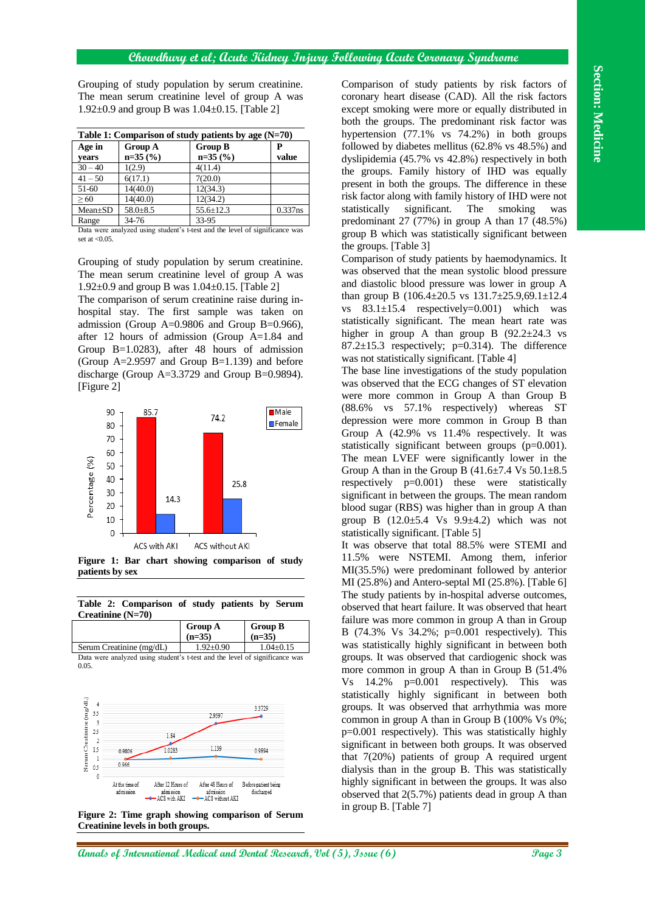Grouping of study population by serum creatinine. The mean serum creatinine level of group A was 1.92±0.9 and group B was 1.04±0.15. [Table 2]

**Table 1: Comparison of study patients by age (N=70)**

| Age in years | Group A n=35 (%) | Group B n=35 (%) | P value |
|---|---|---|---|
| 30 – 40 | 1(2.9) | 4(11.4) | |
| 41 – 50 | 6(17.1) | 7(20.0) | |
| 51-60 | 14(40.0) | 12(34.3) | |
| ≥ 60 | 14(40.0) | 12(34.2) | |
| Mean±SD | 58.0±8.5 | 55.6±12.3 | 0.337ns |
| Range | 34-76 | 33-95 | |

Data were analyzed using student's t-test and the level of significance was set at <0.05.

Grouping of study population by serum creatinine. The mean serum creatinine level of group A was 1.92±0.9 and group B was 1.04±0.15. [Table 2]

The comparison of serum creatinine raise during in-hospital stay. The first sample was taken on admission (Group A=0.9806 and Group B=0.966), after 12 hours of admission (Group A=1.84 and Group B=1.0283), after 48 hours of admission (Group A=2.9597 and Group B=1.139) and before discharge (Group A=3.3729 and Group B=0.9894). [Figure 2]

Percentage (%)
90
80
70
60
50
40
30
20
10
0
85.7
14.3
74.2
25.8
Male
Female
ACS with AKI
ACS without AKI

**Figure 1: Bar chart showing comparison of study patients by sex**

**Table 2: Comparison of study patients by Serum Creatinine (N=70)**

| | Group A (n=35) | Group B (n=35) |
|---|---|---|
| Serum Creatinine (mg/dL) | 1.92±0.90 | 1.04±0.15 |

Data were analyzed using student's t-test and the level of significance was 0.05.

Serum Creatinine (mg/dL)
4
3.5
3
2.5
2
1.5
1
0.5
0
0.9806
0.966
1.84
1.0283
2.9597
1.139
3.3729
0.9894
At the time of admission
After 12 Hours of admission
After 48 Hours of admission
Before patient being discharged
ACS with AKI
ACS without AKI

**Figure 2: Time graph showing comparison of Serum Creatinine levels in both groups.**

Comparison of study patients by risk factors of coronary heart disease (CAD). All the risk factors except smoking were more or equally distributed in both the groups. The predominant risk factor was hypertension (77.1% vs 74.2%) in both groups followed by diabetes mellitus (62.8% vs 48.5%) and dyslipidemia (45.7% vs 42.8%) respectively in both the groups. Family history of IHD was equally present in both the groups. The difference in these risk factor along with family history of IHD were not statistically significant. The smoking was predominant 27 (77%) in group A than 17 (48.5%) group B which was statistically significant between the groups. [Table 3]

Comparison of study patients by haemodynamics. It was observed that the mean systolic blood pressure and diastolic blood pressure was lower in group A than group B (106.4±20.5 vs 131.7±25.9,69.1±12.4 vs 83.1±15.4 respectively=0.001) which was statistically significant. The mean heart rate was higher in group A than group B (92.2±24.3 vs 87.2±15.3 respectively; p=0.314). The difference was not statistically significant. [Table 4]

The base line investigations of the study population was observed that the ECG changes of ST elevation were more common in Group A than Group B (88.6% vs 57.1% respectively) whereas ST depression were more common in Group B than Group A (42.9% vs 11.4% respectively. It was statistically significant between groups (p=0.001). The mean LVEF were significantly lower in the Group A than in the Group B (41.6±7.4 Vs 50.1±8.5 respectively p=0.001) these were statistically significant in between the groups. The mean random blood sugar (RBS) was higher than in group A than group B (12.0±5.4 Vs 9.9±4.2) which was not statistically significant. [Table 5]

It was observe that total 88.5% were STEMI and 11.5% were NSTEMI. Among them, inferior MI(35.5%) were predominant followed by anterior MI (25.8%) and Antero-septal MI (25.8%). [Table 6]

The study patients by in-hospital adverse outcomes, observed that heart failure. It was observed that heart failure was more common in group A than in Group B (74.3% Vs 34.2%; p=0.001 respectively). This was statistically highly significant in between both groups. It was observed that cardiogenic shock was more common in group A than in Group B (51.4% Vs 14.2% p=0.001 respectively). This was statistically highly significant in between both groups. It was observed that arrhythmia was more common in group A than in Group B (100% Vs 0%; p=0.001 respectively). This was statistically highly significant in between both groups. It was observed that 7(20%) patients of group A required urgent dialysis than in the group B. This was statistically highly significant in between the groups. It was also observed that 2(5.7%) patients dead in group A than in group B. [Table 7]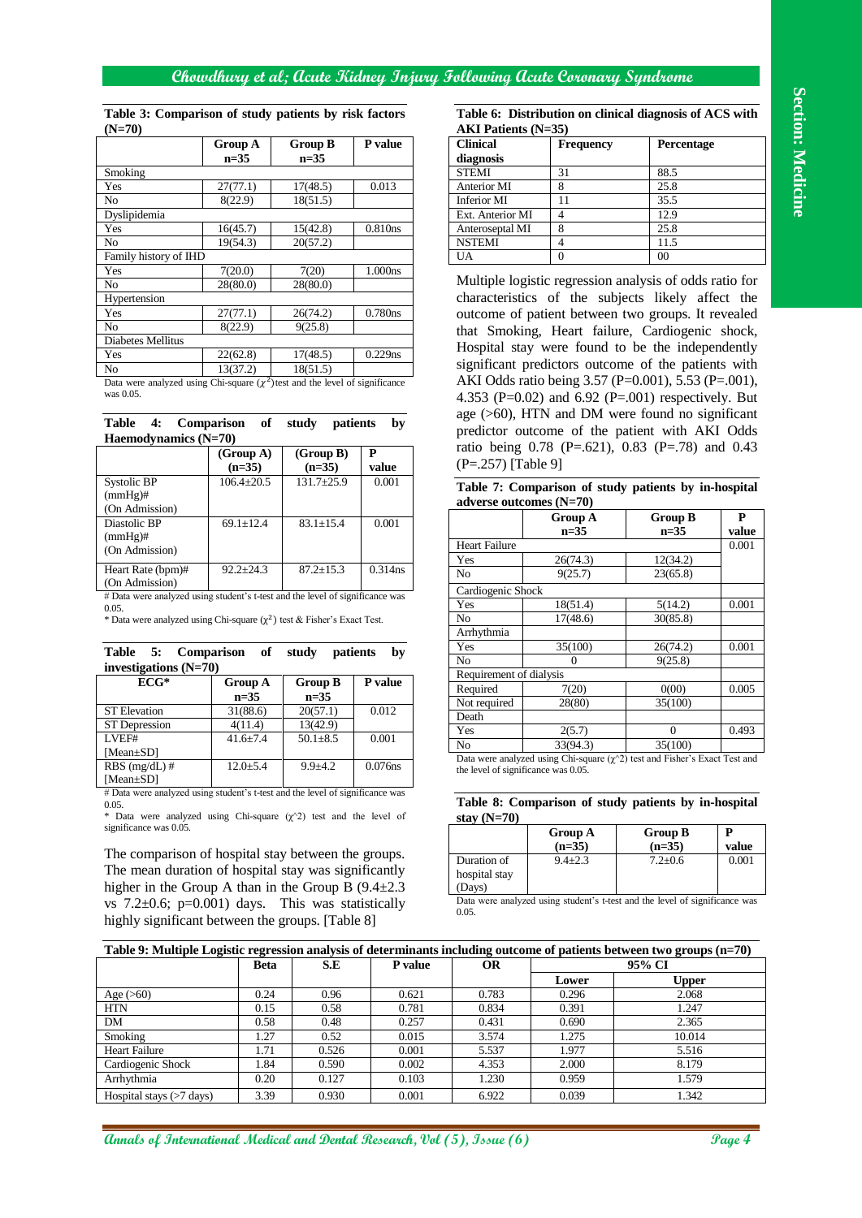**Table 3: Comparison of study patients by risk factors (N=70)**

| | Group A n=35 | Group B n=35 | P value |
|---|---|---|---|
| Smoking | | | |
| Yes | 27(77.1) | 17(48.5) | 0.013 |
| No | 8(22.9) | 18(51.5) | |
| Dyslipidemia | | | |
| Yes | 16(45.7) | 15(42.8) | 0.810ns |
| No | 19(54.3) | 20(57.2) | |
| Family history of IHD | | | |
| Yes | 7(20.0) | 7(20) | 1.000ns |
| No | 28(80.0) | 28(80.0) | |
| Hypertension | | | |
| Yes | 27(77.1) | 26(74.2) | 0.780ns |
| No | 8(22.9) | 9(25.8) | |
| Diabetes Mellitus | | | |
| Yes | 22(62.8) | 17(48.5) | 0.229ns |
| No | 13(37.2) | 18(51.5) | |

Data were analyzed using Chi-square ($\chi^2$) test and the level of significance was 0.05.

**Table 4: Comparison of study patients by Haemodynamics (N=70)**

| | (Group A) (n=35) | (Group B) (n=35) | P value |
|---|---|---|---|
| Systolic BP (mmHg)# (On Admission) | 106.4±20.5 | 131.7±25.9 | 0.001 |
| Diastolic BP (mmHg)# (On Admission) | 69.1±12.4 | 83.1±15.4 | 0.001 |
| Heart Rate (bpm)# (On Admission) | 92.2±24.3 | 87.2±15.3 | 0.314ns |

# Data were analyzed using student's t-test and the level of significance was 0.05.

* Data were analyzed using Chi-square ($\chi^2$) test & Fisher's Exact Test.

**Table 5: Comparison of study patients by investigations (N=70)**

| ECG* | Group A n=35 | Group B n=35 | P value |
|---|---|---|---|
| ST Elevation | 31(88.6) | 20(57.1) | 0.012 |
| ST Depression | 4(11.4) | 13(42.9) | |
| LVEF# [Mean±SD] | 41.6±7.4 | 50.1±8.5 | 0.001 |
| RBS (mg/dL) # [Mean±SD] | 12.0±5.4 | 9.9±4.2 | 0.076ns |

# Data were analyzed using student's t-test and the level of significance was 0.05.

* Data were analyzed using Chi-square ($\chi$^2) test and the level of significance was 0.05.

The comparison of hospital stay between the groups. The mean duration of hospital stay was significantly higher in the Group A than in the Group B (9.4±2.3 vs 7.2±0.6; p=0.001) days. This was statistically highly significant between the groups. [Table 8]

**Table 6: Distribution on clinical diagnosis of ACS with AKI Patients (N=35)**

| Clinical diagnosis | Frequency | Percentage |
|---|---|---|
| STEMI | 31 | 88.5 |
| Anterior MI | 8 | 25.8 |
| Inferior MI | 11 | 35.5 |
| Ext. Anterior MI | 4 | 12.9 |
| Anteroseptal MI | 8 | 25.8 |
| NSTEMI | 4 | 11.5 |
| UA | 0 | 00 |

Multiple logistic regression analysis of odds ratio for characteristics of the subjects likely affect the outcome of patient between two groups. It revealed that Smoking, Heart failure, Cardiogenic shock, Hospital stay were found to be the independently significant predictors outcome of the patients with AKI Odds ratio being 3.57 (P=0.001), 5.53 (P=.001), 4.353 (P=0.02) and 6.92 (P=.001) respectively. But age (>60), HTN and DM were found no significant predictor outcome of the patient with AKI Odds ratio being 0.78 (P=.621), 0.83 (P=.78) and 0.43 (P=.257) [Table 9]

**Table 7: Comparison of study patients by in-hospital adverse outcomes (N=70)**

| | Group A n=35 | Group B n=35 | P value |
|---|---|---|---|
| Heart Failure | | | 0.001 |
| Yes | 26(74.3) | 12(34.2) | |
| No | 9(25.7) | 23(65.8) | |
| Cardiogenic Shock | | | |
| Yes | 18(51.4) | 5(14.2) | 0.001 |
| No | 17(48.6) | 30(85.8) | |
| Arrhythmia | | | |
| Yes | 35(100) | 26(74.2) | 0.001 |
| No | 0 | 9(25.8) | |
| Requirement of dialysis | | | |
| Required | 7(20) | 0(00) | 0.005 |
| Not required | 28(80) | 35(100) | |
| Death | | | |
| Yes | 2(5.7) | 0 | 0.493 |
| No | 33(94.3) | 35(100) | |

Data were analyzed using Chi-square ($\chi$^2) test and Fisher's Exact Test and the level of significance was 0.05.

**Table 8: Comparison of study patients by in-hospital stay (N=70)**

| | Group A (n=35) | Group B (n=35) | P value |
|---|---|---|---|
| Duration of hospital stay (Days) | 9.4±2.3 | 7.2±0.6 | 0.001 |

Data were analyzed using student's t-test and the level of significance was 0.05.

**Table 9: Multiple Logistic regression analysis of determinants including outcome of patients between two groups (n=70)**

| | Beta | S.E | P value | OR | 95% CI | |
|---|---|---|---|---|---|---|
| | | | | | Lower | Upper |
| Age (>60) | 0.24 | 0.96 | 0.621 | 0.783 | 0.296 | 2.068 |
| HTN | 0.15 | 0.58 | 0.781 | 0.834 | 0.391 | 1.247 |
| DM | 0.58 | 0.48 | 0.257 | 0.431 | 0.690 | 2.365 |
| Smoking | 1.27 | 0.52 | 0.015 | 3.574 | 1.275 | 10.014 |
| Heart Failure | 1.71 | 0.526 | 0.001 | 5.537 | 1.977 | 5.516 |
| Cardiogenic Shock | 1.84 | 0.590 | 0.002 | 4.353 | 2.000 | 8.179 |
| Arrhythmia | 0.20 | 0.127 | 0.103 | 1.230 | 0.959 | 1.579 |
| Hospital stays (>7 days) | 3.39 | 0.930 | 0.001 | 6.922 | 0.039 | 1.342 |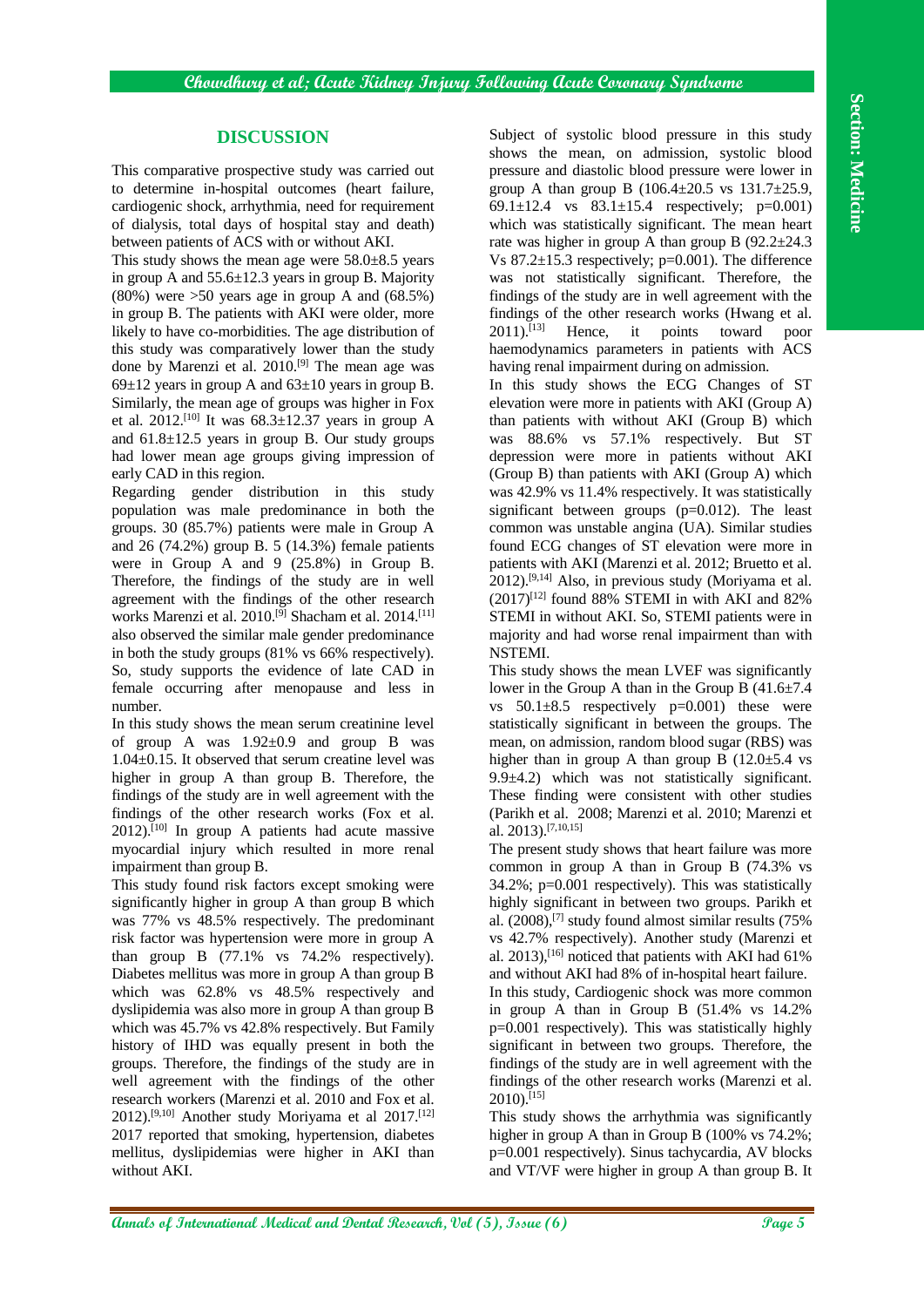## DISCUSSION

This comparative prospective study was carried out to determine in-hospital outcomes (heart failure, cardiogenic shock, arrhythmia, need for requirement of dialysis, total days of hospital stay and death) between patients of ACS with or without AKI.

This study shows the mean age were 58.0±8.5 years in group A and 55.6±12.3 years in group B. Majority (80%) were >50 years age in group A and (68.5%) in group B. The patients with AKI were older, more likely to have co-morbidities. The age distribution of this study was comparatively lower than the study done by Marenzi et al. 2010.[9] The mean age was 69±12 years in group A and 63±10 years in group B. Similarly, the mean age of groups was higher in Fox et al. 2012.[10] It was 68.3±12.37 years in group A and 61.8±12.5 years in group B. Our study groups had lower mean age groups giving impression of early CAD in this region.

Regarding gender distribution in this study population was male predominance in both the groups. 30 (85.7%) patients were male in Group A and 26 (74.2%) group B. 5 (14.3%) female patients were in Group A and 9 (25.8%) in Group B. Therefore, the findings of the study are in well agreement with the findings of the other research works Marenzi et al. 2010.[9] Shacham et al. 2014.[11] also observed the similar male gender predominance in both the study groups (81% vs 66% respectively). So, study supports the evidence of late CAD in female occurring after menopause and less in number.

In this study shows the mean serum creatinine level of group A was 1.92±0.9 and group B was 1.04±0.15. It observed that serum creatine level was higher in group A than group B. Therefore, the findings of the study are in well agreement with the findings of the other research works (Fox et al. 2012).[10] In group A patients had acute massive myocardial injury which resulted in more renal impairment than group B.

This study found risk factors except smoking were significantly higher in group A than group B which was 77% vs 48.5% respectively. The predominant risk factor was hypertension were more in group A than group B (77.1% vs 74.2% respectively). Diabetes mellitus was more in group A than group B which was 62.8% vs 48.5% respectively and dyslipidemia was also more in group A than group B which was 45.7% vs 42.8% respectively. But Family history of IHD was equally present in both the groups. Therefore, the findings of the study are in well agreement with the findings of the other research workers (Marenzi et al. 2010 and Fox et al. 2012).[9,10] Another study Moriyama et al 2017.[12] 2017 reported that smoking, hypertension, diabetes mellitus, dyslipidemias were higher in AKI than without AKI.

Subject of systolic blood pressure in this study shows the mean, on admission, systolic blood pressure and diastolic blood pressure were lower in group A than group B (106.4±20.5 vs 131.7±25.9, 69.1±12.4 vs 83.1±15.4 respectively; p=0.001) which was statistically significant. The mean heart rate was higher in group A than group B (92.2±24.3 Vs 87.2±15.3 respectively; p=0.001). The difference was not statistically significant. Therefore, the findings of the study are in well agreement with the findings of the other research works (Hwang et al. 2011).[13] Hence, it points toward poor haemodynamics parameters in patients with ACS having renal impairment during on admission.

In this study shows the ECG Changes of ST elevation were more in patients with AKI (Group A) than patients with without AKI (Group B) which was 88.6% vs 57.1% respectively. But ST depression were more in patients without AKI (Group B) than patients with AKI (Group A) which was 42.9% vs 11.4% respectively. It was statistically significant between groups (p=0.012). The least common was unstable angina (UA). Similar studies found ECG changes of ST elevation were more in patients with AKI (Marenzi et al. 2012; Bruetto et al. 2012).[9,14] Also, in previous study (Moriyama et al. (2017)[12] found 88% STEMI in with AKI and 82% STEMI in without AKI. So, STEMI patients were in majority and had worse renal impairment than with NSTEMI.

This study shows the mean LVEF was significantly lower in the Group A than in the Group B (41.6±7.4 vs 50.1±8.5 respectively p=0.001) these were statistically significant in between the groups. The mean, on admission, random blood sugar (RBS) was higher than in group A than group B (12.0±5.4 vs 9.9±4.2) which was not statistically significant. These finding were consistent with other studies (Parikh et al. 2008; Marenzi et al. 2010; Marenzi et al. 2013).[7,10,15]

The present study shows that heart failure was more common in group A than in Group B (74.3% vs 34.2%; p=0.001 respectively). This was statistically highly significant in between two groups. Parikh et al. (2008),[7] study found almost similar results (75% vs 42.7% respectively). Another study (Marenzi et al. 2013),[16] noticed that patients with AKI had 61% and without AKI had 8% of in-hospital heart failure.

In this study, Cardiogenic shock was more common in group A than in Group B (51.4% vs 14.2% p=0.001 respectively). This was statistically highly significant in between two groups. Therefore, the findings of the study are in well agreement with the findings of the other research works (Marenzi et al. 2010).[15]

This study shows the arrhythmia was significantly higher in group A than in Group B (100% vs 74.2%; p=0.001 respectively). Sinus tachycardia, AV blocks and VT/VF were higher in group A than group B. It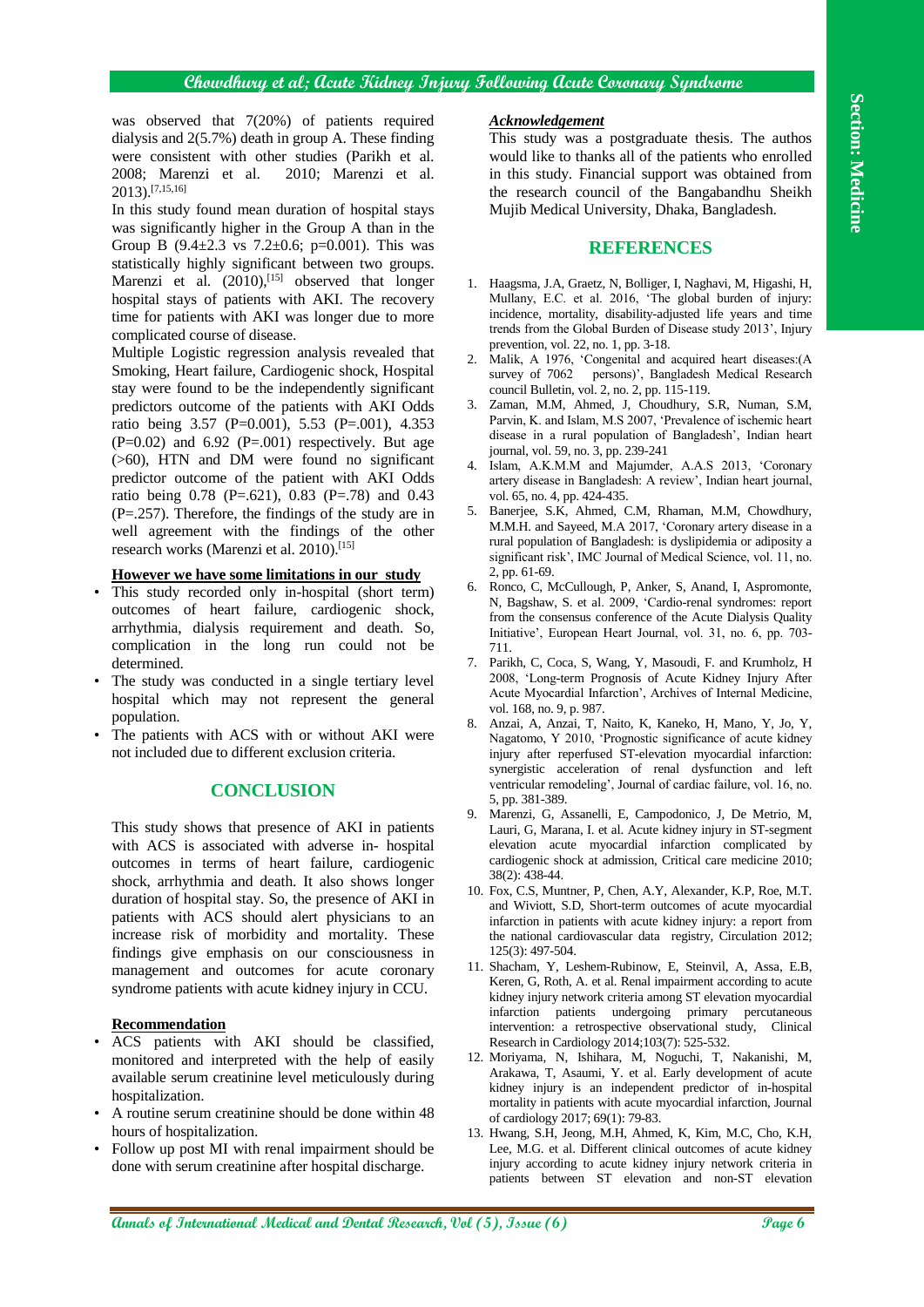was observed that 7(20%) of patients required dialysis and 2(5.7%) death in group A. These finding were consistent with other studies (Parikh et al. 2008; Marenzi et al. 2010; Marenzi et al. 2013).[7,15,16]

In this study found mean duration of hospital stays was significantly higher in the Group A than in the Group B (9.4±2.3 vs 7.2±0.6; p=0.001). This was statistically highly significant between two groups. Marenzi et al. (2010),[15] observed that longer hospital stays of patients with AKI. The recovery time for patients with AKI was longer due to more complicated course of disease.

Multiple Logistic regression analysis revealed that Smoking, Heart failure, Cardiogenic shock, Hospital stay were found to be the independently significant predictors outcome of the patients with AKI Odds ratio being 3.57 (P=0.001), 5.53 (P=.001), 4.353 (P=0.02) and 6.92 (P=.001) respectively. But age (>60), HTN and DM were found no significant predictor outcome of the patient with AKI Odds ratio being 0.78 (P=.621), 0.83 (P=.78) and 0.43 (P=.257). Therefore, the findings of the study are in well agreement with the findings of the other research works (Marenzi et al. 2010).[15]

**However we have some limitations in our study**

- This study recorded only in-hospital (short term) outcomes of heart failure, cardiogenic shock, arrhythmia, dialysis requirement and death. So, complication in the long run could not be determined.
- The study was conducted in a single tertiary level hospital which may not represent the general population.
- The patients with ACS with or without AKI were not included due to different exclusion criteria.

## CONCLUSION

This study shows that presence of AKI in patients with ACS is associated with adverse in- hospital outcomes in terms of heart failure, cardiogenic shock, arrhythmia and death. It also shows longer duration of hospital stay. So, the presence of AKI in patients with ACS should alert physicians to an increase risk of morbidity and mortality. These findings give emphasis on our consciousness in management and outcomes for acute coronary syndrome patients with acute kidney injury in CCU.

**Recommendation**

- ACS patients with AKI should be classified, monitored and interpreted with the help of easily available serum creatinine level meticulously during hospitalization.
- A routine serum creatinine should be done within 48 hours of hospitalization.
- Follow up post MI with renal impairment should be done with serum creatinine after hospital discharge.

***Acknowledgement***

This study was a postgraduate thesis. The authos would like to thanks all of the patients who enrolled in this study. Financial support was obtained from the research council of the Bangabandhu Sheikh Mujib Medical University, Dhaka, Bangladesh.

## REFERENCES

1. Haagsma, J.A, Graetz, N, Bolliger, I, Naghavi, M, Higashi, H, Mullany, E.C. et al. 2016, 'The global burden of injury: incidence, mortality, disability-adjusted life years and time trends from the Global Burden of Disease study 2013', Injury prevention, vol. 22, no. 1, pp. 3-18.
2. Malik, A 1976, 'Congenital and acquired heart diseases:(A survey of 7062 persons)', Bangladesh Medical Research council Bulletin, vol. 2, no. 2, pp. 115-119.
3. Zaman, M.M, Ahmed, J, Choudhury, S.R, Numan, S.M, Parvin, K. and Islam, M.S 2007, 'Prevalence of ischemic heart disease in a rural population of Bangladesh', Indian heart journal, vol. 59, no. 3, pp. 239-241
4. Islam, A.K.M.M and Majumder, A.A.S 2013, 'Coronary artery disease in Bangladesh: A review', Indian heart journal, vol. 65, no. 4, pp. 424-435.
5. Banerjee, S.K, Ahmed, C.M, Rhaman, M.M, Chowdhury, M.M.H. and Sayeed, M.A 2017, 'Coronary artery disease in a rural population of Bangladesh: is dyslipidemia or adiposity a significant risk', IMC Journal of Medical Science, vol. 11, no. 2, pp. 61-69.
6. Ronco, C, McCullough, P, Anker, S, Anand, I, Aspromonte, N, Bagshaw, S. et al. 2009, 'Cardio-renal syndromes: report from the consensus conference of the Acute Dialysis Quality Initiative', European Heart Journal, vol. 31, no. 6, pp. 703-711.
7. Parikh, C, Coca, S, Wang, Y, Masoudi, F. and Krumholz, H 2008, 'Long-term Prognosis of Acute Kidney Injury After Acute Myocardial Infarction', Archives of Internal Medicine, vol. 168, no. 9, p. 987.
8. Anzai, A, Anzai, T, Naito, K, Kaneko, H, Mano, Y, Jo, Y, Nagatomo, Y 2010, 'Prognostic significance of acute kidney injury after reperfused ST-elevation myocardial infarction: synergistic acceleration of renal dysfunction and left ventricular remodeling', Journal of cardiac failure, vol. 16, no. 5, pp. 381-389.
9. Marenzi, G, Assanelli, E, Campodonico, J, De Metrio, M, Lauri, G, Marana, I. et al. Acute kidney injury in ST-segment elevation acute myocardial infarction complicated by cardiogenic shock at admission, Critical care medicine 2010; 38(2): 438-44.
10. Fox, C.S, Muntner, P, Chen, A.Y, Alexander, K.P, Roe, M.T. and Wiviott, S.D, Short-term outcomes of acute myocardial infarction in patients with acute kidney injury: a report from the national cardiovascular data registry, Circulation 2012; 125(3): 497-504.
11. Shacham, Y, Leshem-Rubinow, E, Steinvil, A, Assa, E.B, Keren, G, Roth, A. et al. Renal impairment according to acute kidney injury network criteria among ST elevation myocardial infarction patients undergoing primary percutaneous intervention: a retrospective observational study, Clinical Research in Cardiology 2014;103(7): 525-532.
12. Moriyama, N, Ishihara, M, Noguchi, T, Nakanishi, M, Arakawa, T, Asaumi, Y. et al. Early development of acute kidney injury is an independent predictor of in-hospital mortality in patients with acute myocardial infarction, Journal of cardiology 2017; 69(1): 79-83.
13. Hwang, S.H, Jeong, M.H, Ahmed, K, Kim, M.C, Cho, K.H, Lee, M.G. et al. Different clinical outcomes of acute kidney injury according to acute kidney injury network criteria in patients between ST elevation and non-ST elevation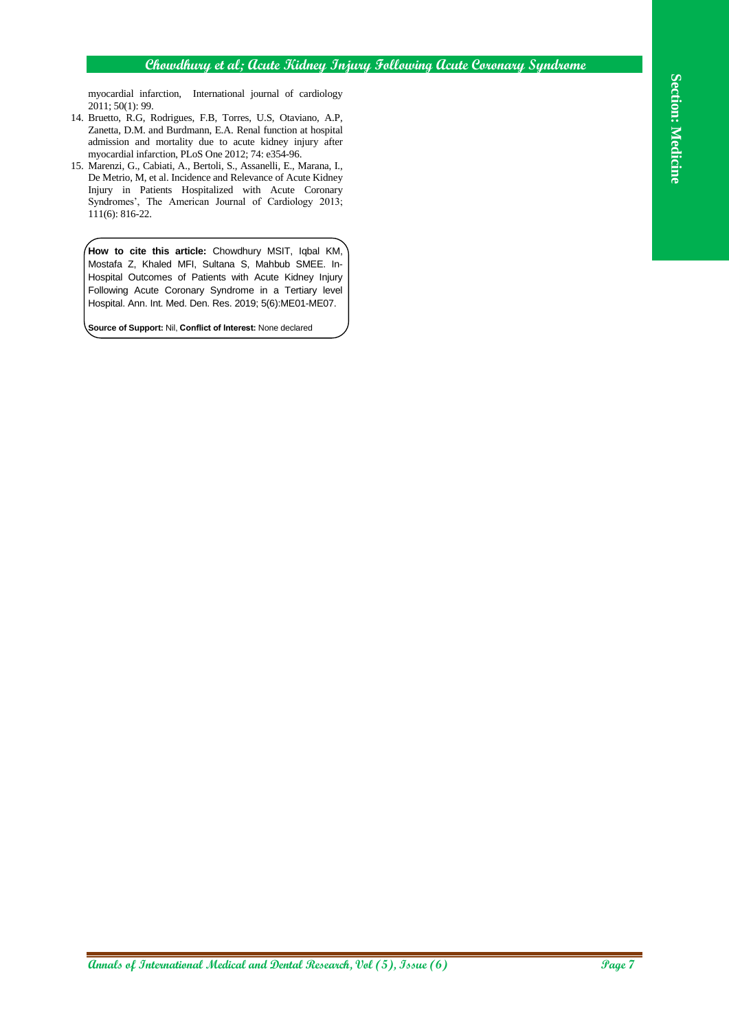myocardial infarction, International journal of cardiology 2011; 50(1): 99.

14. Bruetto, R.G, Rodrigues, F.B, Torres, U.S, Otaviano, A.P, Zanetta, D.M. and Burdmann, E.A. Renal function at hospital admission and mortality due to acute kidney injury after myocardial infarction, PLoS One 2012; 74: e354-96.
15. Marenzi, G., Cabiati, A., Bertoli, S., Assanelli, E., Marana, I., De Metrio, M, et al. Incidence and Relevance of Acute Kidney Injury in Patients Hospitalized with Acute Coronary Syndromes', The American Journal of Cardiology 2013; 111(6): 816-22.

**How to cite this article:** Chowdhury MSIT, Iqbal KM, Mostafa Z, Khaled MFI, Sultana S, Mahbub SMEE. In-Hospital Outcomes of Patients with Acute Kidney Injury Following Acute Coronary Syndrome in a Tertiary level Hospital. Ann. Int. Med. Den. Res. 2019; 5(6):ME01-ME07.

**Source of Support:** Nil, **Conflict of Interest:** None declared